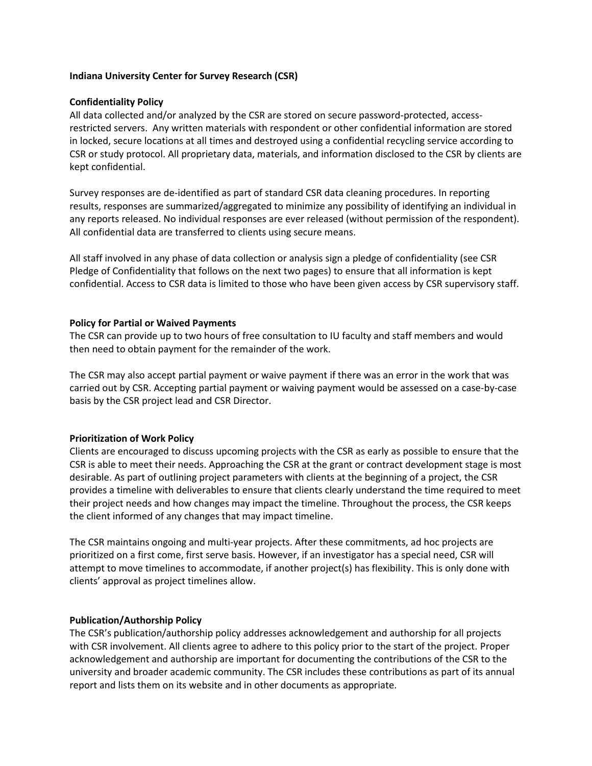**Indiana University Center for Survey Research (CSR)**

**Confidentiality Policy**

All data collected and/or analyzed by the CSR are stored on secure password-protected, access-restricted servers. Any written materials with respondent or other confidential information are stored in locked, secure locations at all times and destroyed using a confidential recycling service according to CSR or study protocol. All proprietary data, materials, and information disclosed to the CSR by clients are kept confidential.

Survey responses are de-identified as part of standard CSR data cleaning procedures. In reporting results, responses are summarized/aggregated to minimize any possibility of identifying an individual in any reports released. No individual responses are ever released (without permission of the respondent). All confidential data are transferred to clients using secure means.

All staff involved in any phase of data collection or analysis sign a pledge of confidentiality (see CSR Pledge of Confidentiality that follows on the next two pages) to ensure that all information is kept confidential. Access to CSR data is limited to those who have been given access by CSR supervisory staff.

**Policy for Partial or Waived Payments**

The CSR can provide up to two hours of free consultation to IU faculty and staff members and would then need to obtain payment for the remainder of the work.

The CSR may also accept partial payment or waive payment if there was an error in the work that was carried out by CSR. Accepting partial payment or waiving payment would be assessed on a case-by-case basis by the CSR project lead and CSR Director.

**Prioritization of Work Policy**

Clients are encouraged to discuss upcoming projects with the CSR as early as possible to ensure that the CSR is able to meet their needs. Approaching the CSR at the grant or contract development stage is most desirable. As part of outlining project parameters with clients at the beginning of a project, the CSR provides a timeline with deliverables to ensure that clients clearly understand the time required to meet their project needs and how changes may impact the timeline. Throughout the process, the CSR keeps the client informed of any changes that may impact timeline.

The CSR maintains ongoing and multi-year projects. After these commitments, ad hoc projects are prioritized on a first come, first serve basis. However, if an investigator has a special need, CSR will attempt to move timelines to accommodate, if another project(s) has flexibility. This is only done with clients' approval as project timelines allow.

**Publication/Authorship Policy**

The CSR's publication/authorship policy addresses acknowledgement and authorship for all projects with CSR involvement. All clients agree to adhere to this policy prior to the start of the project. Proper acknowledgement and authorship are important for documenting the contributions of the CSR to the university and broader academic community. The CSR includes these contributions as part of its annual report and lists them on its website and in other documents as appropriate.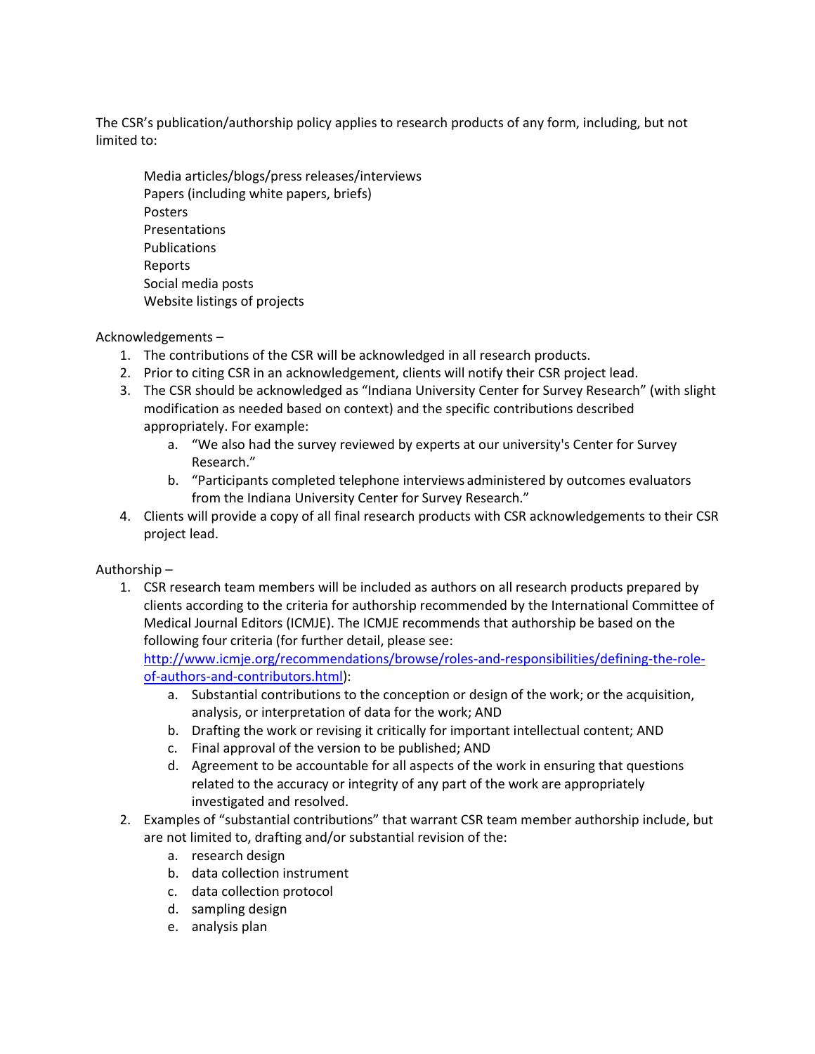The CSR's publication/authorship policy applies to research products of any form, including, but not limited to:

- Media articles/blogs/press releases/interviews
- Papers (including white papers, briefs)
- Posters
- Presentations
- Publications
- Reports
- Social media posts
- Website listings of projects

Acknowledgements –

1. The contributions of the CSR will be acknowledged in all research products.
2. Prior to citing CSR in an acknowledgement, clients will notify their CSR project lead.
3. The CSR should be acknowledged as "Indiana University Center for Survey Research" (with slight modification as needed based on context) and the specific contributions described appropriately. For example:
   a. "We also had the survey reviewed by experts at our university's Center for Survey Research."
   b. "Participants completed telephone interviews administered by outcomes evaluators from the Indiana University Center for Survey Research."
4. Clients will provide a copy of all final research products with CSR acknowledgements to their CSR project lead.

Authorship –

1. CSR research team members will be included as authors on all research products prepared by clients according to the criteria for authorship recommended by the International Committee of Medical Journal Editors (ICMJE). The ICMJE recommends that authorship be based on the following four criteria (for further detail, please see: [http://www.icmje.org/recommendations/browse/roles-and-responsibilities/defining-the-role-of-authors-and-contributors.html](http://www.icmje.org/recommendations/browse/roles-and-responsibilities/defining-the-role-of-authors-and-contributors.html)):
   a. Substantial contributions to the conception or design of the work; or the acquisition, analysis, or interpretation of data for the work; AND
   b. Drafting the work or revising it critically for important intellectual content; AND
   c. Final approval of the version to be published; AND
   d. Agreement to be accountable for all aspects of the work in ensuring that questions related to the accuracy or integrity of any part of the work are appropriately investigated and resolved.
2. Examples of "substantial contributions" that warrant CSR team member authorship include, but are not limited to, drafting and/or substantial revision of the:
   a. research design
   b. data collection instrument
   c. data collection protocol
   d. sampling design
   e. analysis plan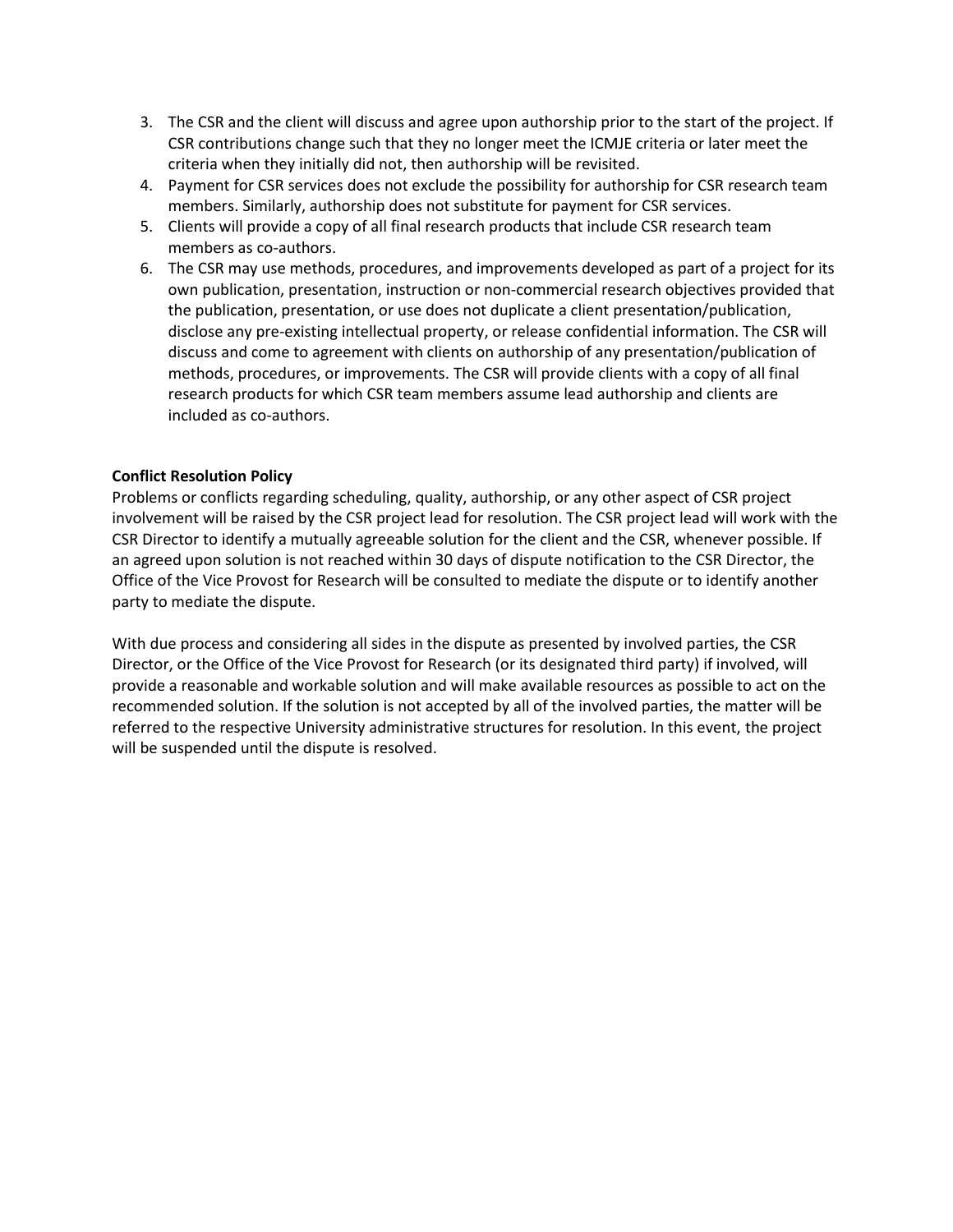3. The CSR and the client will discuss and agree upon authorship prior to the start of the project. If CSR contributions change such that they no longer meet the ICMJE criteria or later meet the criteria when they initially did not, then authorship will be revisited.
4. Payment for CSR services does not exclude the possibility for authorship for CSR research team members. Similarly, authorship does not substitute for payment for CSR services.
5. Clients will provide a copy of all final research products that include CSR research team members as co-authors.
6. The CSR may use methods, procedures, and improvements developed as part of a project for its own publication, presentation, instruction or non-commercial research objectives provided that the publication, presentation, or use does not duplicate a client presentation/publication, disclose any pre-existing intellectual property, or release confidential information. The CSR will discuss and come to agreement with clients on authorship of any presentation/publication of methods, procedures, or improvements. The CSR will provide clients with a copy of all final research products for which CSR team members assume lead authorship and clients are included as co-authors.

**Conflict Resolution Policy**

Problems or conflicts regarding scheduling, quality, authorship, or any other aspect of CSR project involvement will be raised by the CSR project lead for resolution. The CSR project lead will work with the CSR Director to identify a mutually agreeable solution for the client and the CSR, whenever possible. If an agreed upon solution is not reached within 30 days of dispute notification to the CSR Director, the Office of the Vice Provost for Research will be consulted to mediate the dispute or to identify another party to mediate the dispute.

With due process and considering all sides in the dispute as presented by involved parties, the CSR Director, or the Office of the Vice Provost for Research (or its designated third party) if involved, will provide a reasonable and workable solution and will make available resources as possible to act on the recommended solution. If the solution is not accepted by all of the involved parties, the matter will be referred to the respective University administrative structures for resolution. In this event, the project will be suspended until the dispute is resolved.